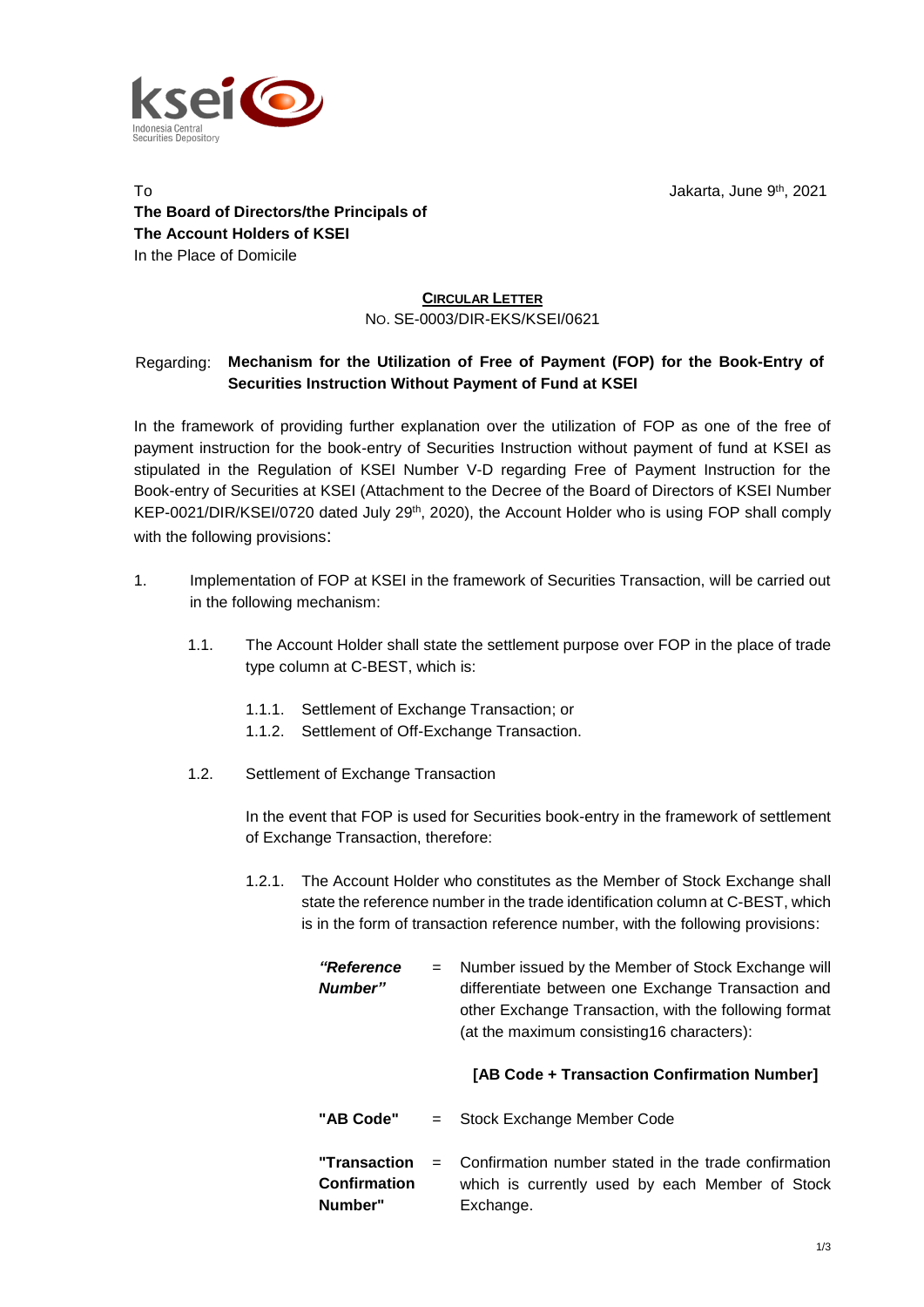To

**The Board of Directors/the Principals of**
**The Account Holders of KSEI**
In the Place of Domicile

Jakarta, June 9th, 2021

**CIRCULAR LETTER**
NO. SE-0003/DIR-EKS/KSEI/0621

Regarding: **Mechanism for the Utilization of Free of Payment (FOP) for the Book-Entry of Securities Instruction Without Payment of Fund at KSEI**

In the framework of providing further explanation over the utilization of FOP as one of the free of payment instruction for the book-entry of Securities Instruction without payment of fund at KSEI as stipulated in the Regulation of KSEI Number V-D regarding Free of Payment Instruction for the Book-entry of Securities at KSEI (Attachment to the Decree of the Board of Directors of KSEI Number KEP-0021/DIR/KSEI/0720 dated July 29th, 2020), the Account Holder who is using FOP shall comply with the following provisions:

1. Implementation of FOP at KSEI in the framework of Securities Transaction, will be carried out in the following mechanism:

   1.1. The Account Holder shall state the settlement purpose over FOP in the place of trade type column at C-BEST, which is:

      1.1.1. Settlement of Exchange Transaction; or
      1.1.2. Settlement of Off-Exchange Transaction.

   1.2. Settlement of Exchange Transaction

   In the event that FOP is used for Securities book-entry in the framework of settlement of Exchange Transaction, therefore:

      1.2.1. The Account Holder who constitutes as the Member of Stock Exchange shall state the reference number in the trade identification column at C-BEST, which is in the form of transaction reference number, with the following provisions:

      ***"Reference Number"*** = Number issued by the Member of Stock Exchange will differentiate between one Exchange Transaction and other Exchange Transaction, with the following format (at the maximum consisting16 characters):

      **[AB Code + Transaction Confirmation Number]**

      **"AB Code"** = Stock Exchange Member Code

      **"Transaction Confirmation Number"** = Confirmation number stated in the trade confirmation which is currently used by each Member of Stock Exchange.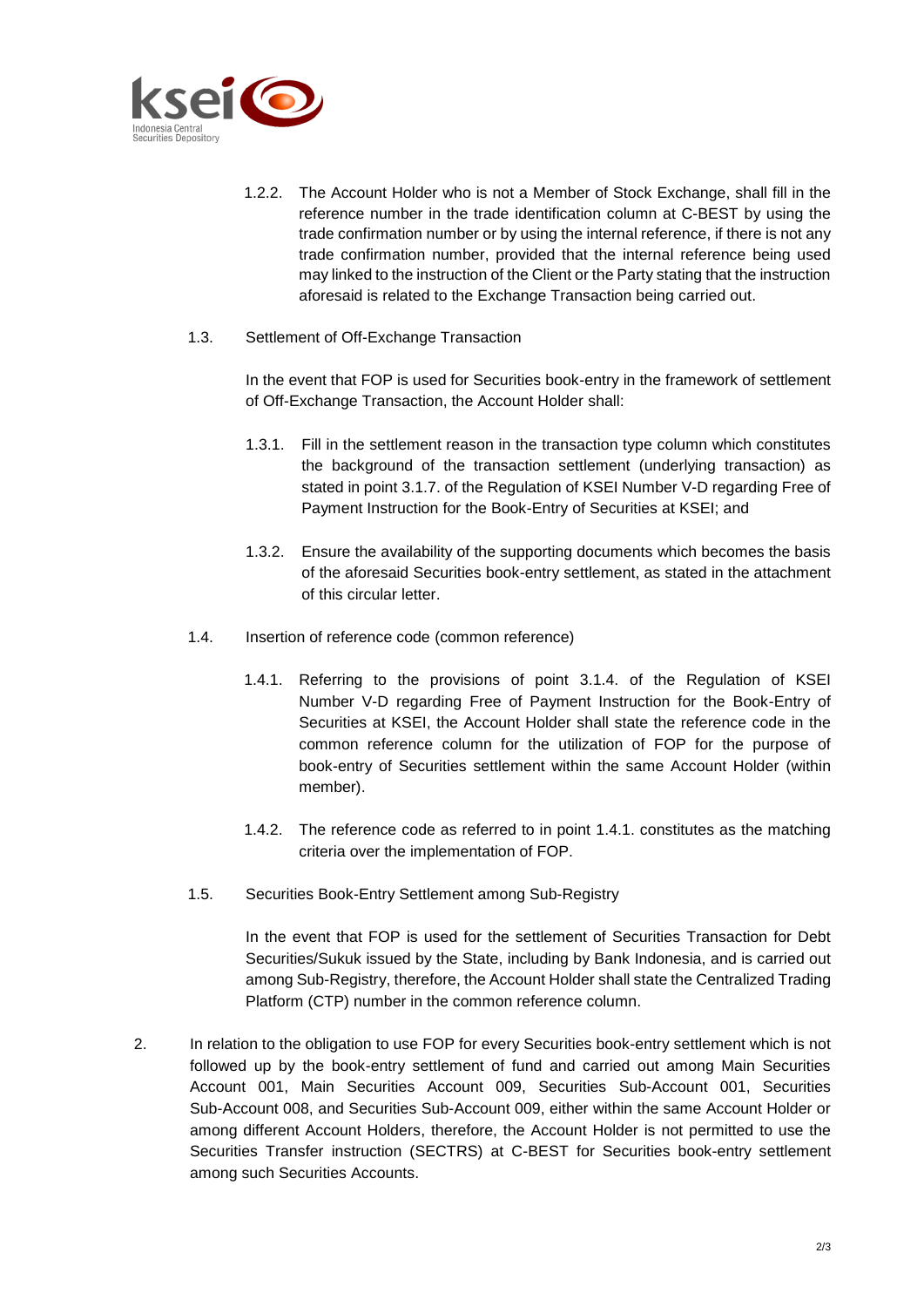1.2.2. The Account Holder who is not a Member of Stock Exchange, shall fill in the reference number in the trade identification column at C-BEST by using the trade confirmation number or by using the internal reference, if there is not any trade confirmation number, provided that the internal reference being used may linked to the instruction of the Client or the Party stating that the instruction aforesaid is related to the Exchange Transaction being carried out.

1.3. Settlement of Off-Exchange Transaction

In the event that FOP is used for Securities book-entry in the framework of settlement of Off-Exchange Transaction, the Account Holder shall:

1.3.1. Fill in the settlement reason in the transaction type column which constitutes the background of the transaction settlement (underlying transaction) as stated in point 3.1.7. of the Regulation of KSEI Number V-D regarding Free of Payment Instruction for the Book-Entry of Securities at KSEI; and

1.3.2. Ensure the availability of the supporting documents which becomes the basis of the aforesaid Securities book-entry settlement, as stated in the attachment of this circular letter.

1.4. Insertion of reference code (common reference)

1.4.1. Referring to the provisions of point 3.1.4. of the Regulation of KSEI Number V-D regarding Free of Payment Instruction for the Book-Entry of Securities at KSEI, the Account Holder shall state the reference code in the common reference column for the utilization of FOP for the purpose of book-entry of Securities settlement within the same Account Holder (within member).

1.4.2. The reference code as referred to in point 1.4.1. constitutes as the matching criteria over the implementation of FOP.

1.5. Securities Book-Entry Settlement among Sub-Registry

In the event that FOP is used for the settlement of Securities Transaction for Debt Securities/Sukuk issued by the State, including by Bank Indonesia, and is carried out among Sub-Registry, therefore, the Account Holder shall state the Centralized Trading Platform (CTP) number in the common reference column.

2. In relation to the obligation to use FOP for every Securities book-entry settlement which is not followed up by the book-entry settlement of fund and carried out among Main Securities Account 001, Main Securities Account 009, Securities Sub-Account 001, Securities Sub-Account 008, and Securities Sub-Account 009, either within the same Account Holder or among different Account Holders, therefore, the Account Holder is not permitted to use the Securities Transfer instruction (SECTRS) at C-BEST for Securities book-entry settlement among such Securities Accounts.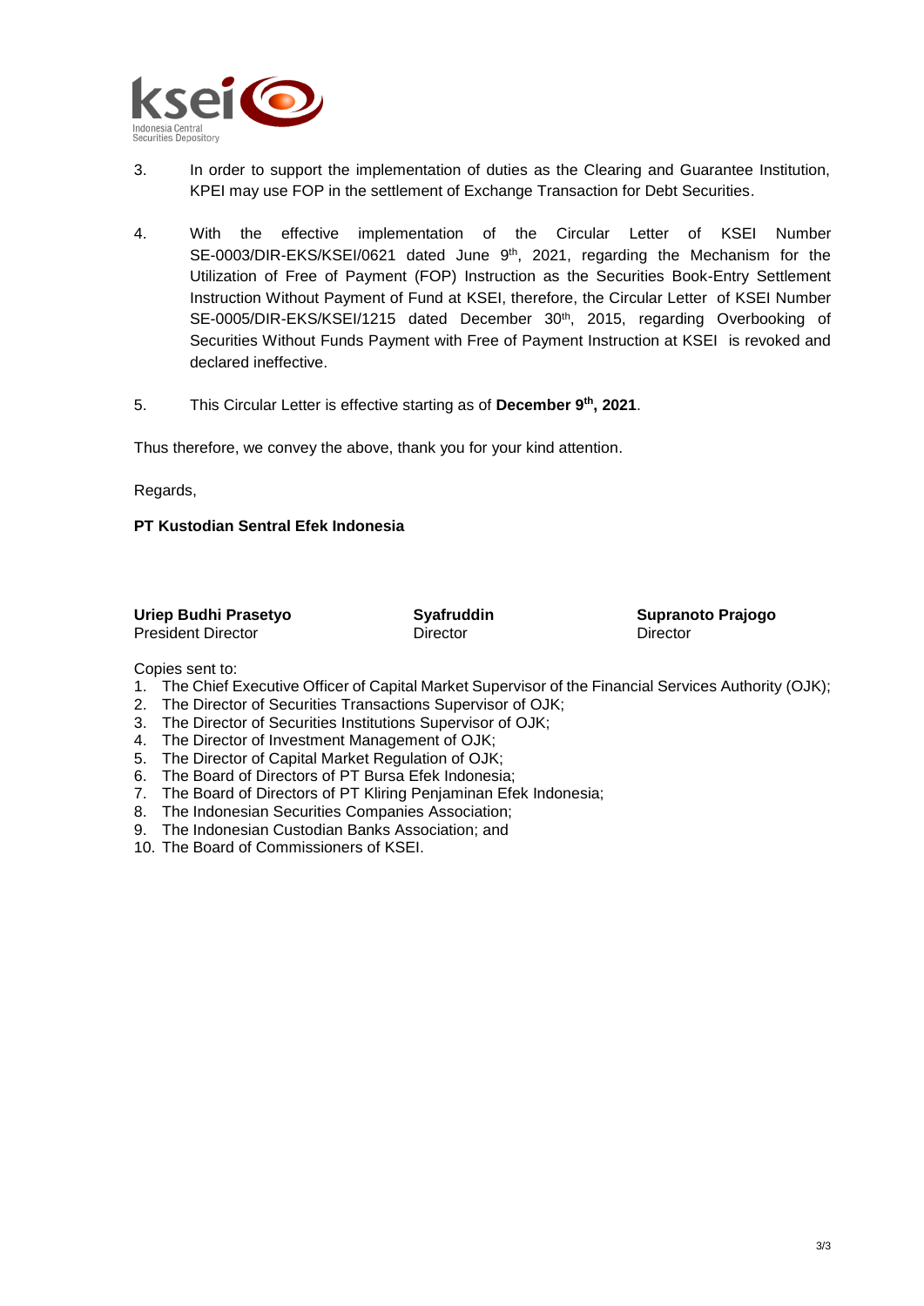3. In order to support the implementation of duties as the Clearing and Guarantee Institution, KPEI may use FOP in the settlement of Exchange Transaction for Debt Securities.

4. With the effective implementation of the Circular Letter of KSEI Number SE-0003/DIR-EKS/KSEI/0621 dated June 9th, 2021, regarding the Mechanism for the Utilization of Free of Payment (FOP) Instruction as the Securities Book-Entry Settlement Instruction Without Payment of Fund at KSEI, therefore, the Circular Letter of KSEI Number SE-0005/DIR-EKS/KSEI/1215 dated December 30th, 2015, regarding Overbooking of Securities Without Funds Payment with Free of Payment Instruction at KSEI is revoked and declared ineffective.

5. This Circular Letter is effective starting as of **December 9th, 2021**.

Thus therefore, we convey the above, thank you for your kind attention.

Regards,

**PT Kustodian Sentral Efek Indonesia**

| **Uriep Budhi Prasetyo** | **Syafruddin** | **Supranoto Prajogo** |
|---|---|---|
| President Director | Director | Director |

Copies sent to:

1. The Chief Executive Officer of Capital Market Supervisor of the Financial Services Authority (OJK);
2. The Director of Securities Transactions Supervisor of OJK;
3. The Director of Securities Institutions Supervisor of OJK;
4. The Director of Investment Management of OJK;
5. The Director of Capital Market Regulation of OJK;
6. The Board of Directors of PT Bursa Efek Indonesia;
7. The Board of Directors of PT Kliring Penjaminan Efek Indonesia;
8. The Indonesian Securities Companies Association;
9. The Indonesian Custodian Banks Association; and
10. The Board of Commissioners of KSEI.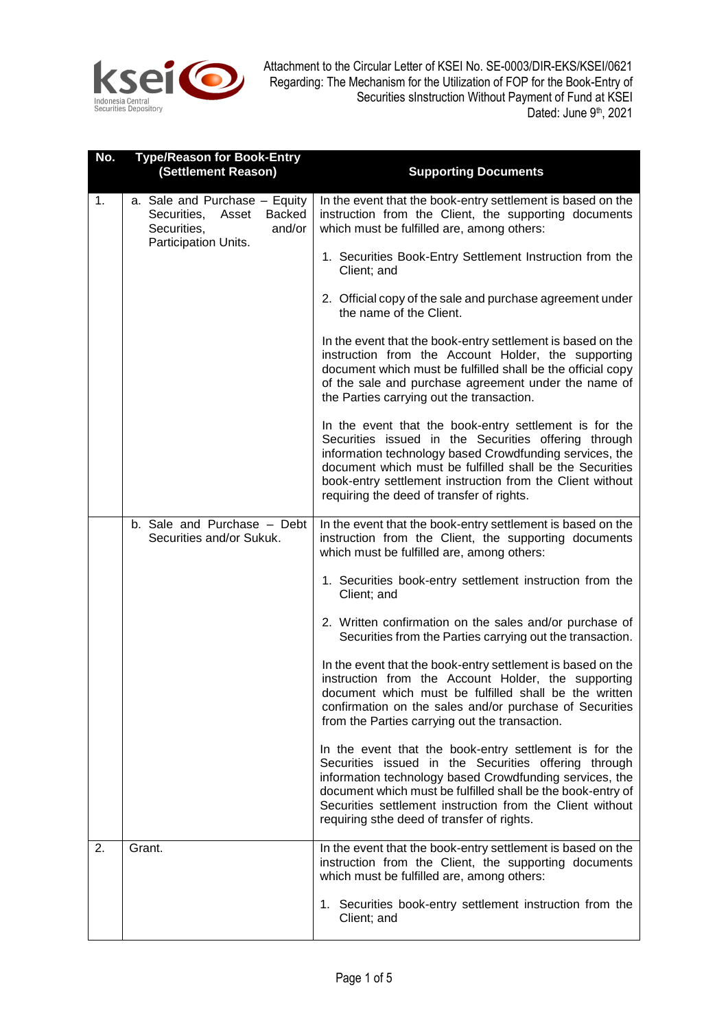Attachment to the Circular Letter of KSEI No. SE-0003/DIR-EKS/KSEI/0621
Regarding: The Mechanism for the Utilization of FOP for the Book-Entry of Securities sInstruction Without Payment of Fund at KSEI
Dated: June 9th, 2021

| No. | Type/Reason for Book-Entry (Settlement Reason) | Supporting Documents |
|---|---|---|
| 1. | a. Sale and Purchase – Equity Securities, Asset Backed Securities, and/or Participation Units. | In the event that the book-entry settlement is based on the instruction from the Client, the supporting documents which must be fulfilled are, among others:<br><br>1. Securities Book-Entry Settlement Instruction from the Client; and<br><br>2. Official copy of the sale and purchase agreement under the name of the Client.<br><br>In the event that the book-entry settlement is based on the instruction from the Account Holder, the supporting document which must be fulfilled shall be the official copy of the sale and purchase agreement under the name of the Parties carrying out the transaction.<br><br>In the event that the book-entry settlement is for the Securities issued in the Securities offering through information technology based Crowdfunding services, the document which must be fulfilled shall be the Securities book-entry settlement instruction from the Client without requiring the deed of transfer of rights. |
| | b. Sale and Purchase – Debt Securities and/or Sukuk. | In the event that the book-entry settlement is based on the instruction from the Client, the supporting documents which must be fulfilled are, among others:<br><br>1. Securities book-entry settlement instruction from the Client; and<br><br>2. Written confirmation on the sales and/or purchase of Securities from the Parties carrying out the transaction.<br><br>In the event that the book-entry settlement is based on the instruction from the Account Holder, the supporting document which must be fulfilled shall be the written confirmation on the sales and/or purchase of Securities from the Parties carrying out the transaction.<br><br>In the event that the book-entry settlement is for the Securities issued in the Securities offering through information technology based Crowdfunding services, the document which must be fulfilled shall be the book-entry of Securities settlement instruction from the Client without requiring sthe deed of transfer of rights. |
| 2. | Grant. | In the event that the book-entry settlement is based on the instruction from the Client, the supporting documents which must be fulfilled are, among others:<br><br>1. Securities book-entry settlement instruction from the Client; and |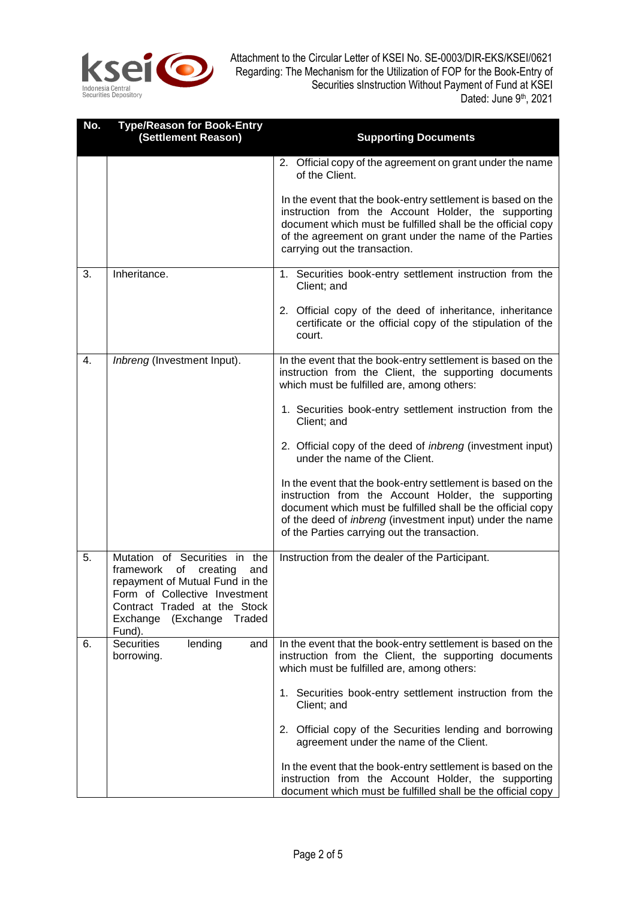| No. | Type/Reason for Book-Entry (Settlement Reason) | Supporting Documents |
|---|---|---|
| | | 2. Official copy of the agreement on grant under the name of the Client.<br><br>In the event that the book-entry settlement is based on the instruction from the Account Holder, the supporting document which must be fulfilled shall be the official copy of the agreement on grant under the name of the Parties carrying out the transaction. |
| 3. | Inheritance. | 1. Securities book-entry settlement instruction from the Client; and<br><br>2. Official copy of the deed of inheritance, inheritance certificate or the official copy of the stipulation of the court. |
| 4. | *Inbreng* (Investment Input). | In the event that the book-entry settlement is based on the instruction from the Client, the supporting documents which must be fulfilled are, among others:<br><br>1. Securities book-entry settlement instruction from the Client; and<br><br>2. Official copy of the deed of *inbreng* (investment input) under the name of the Client.<br><br>In the event that the book-entry settlement is based on the instruction from the Account Holder, the supporting document which must be fulfilled shall be the official copy of the deed of *inbreng* (investment input) under the name of the Parties carrying out the transaction. |
| 5. | Mutation of Securities in the framework of creating and repayment of Mutual Fund in the Form of Collective Investment Contract Traded at the Stock Exchange (Exchange Traded Fund). | Instruction from the dealer of the Participant. |
| 6. | Securities lending and borrowing. | In the event that the book-entry settlement is based on the instruction from the Client, the supporting documents which must be fulfilled are, among others:<br><br>1. Securities book-entry settlement instruction from the Client; and<br><br>2. Official copy of the Securities lending and borrowing agreement under the name of the Client.<br><br>In the event that the book-entry settlement is based on the instruction from the Account Holder, the supporting document which must be fulfilled shall be the official copy |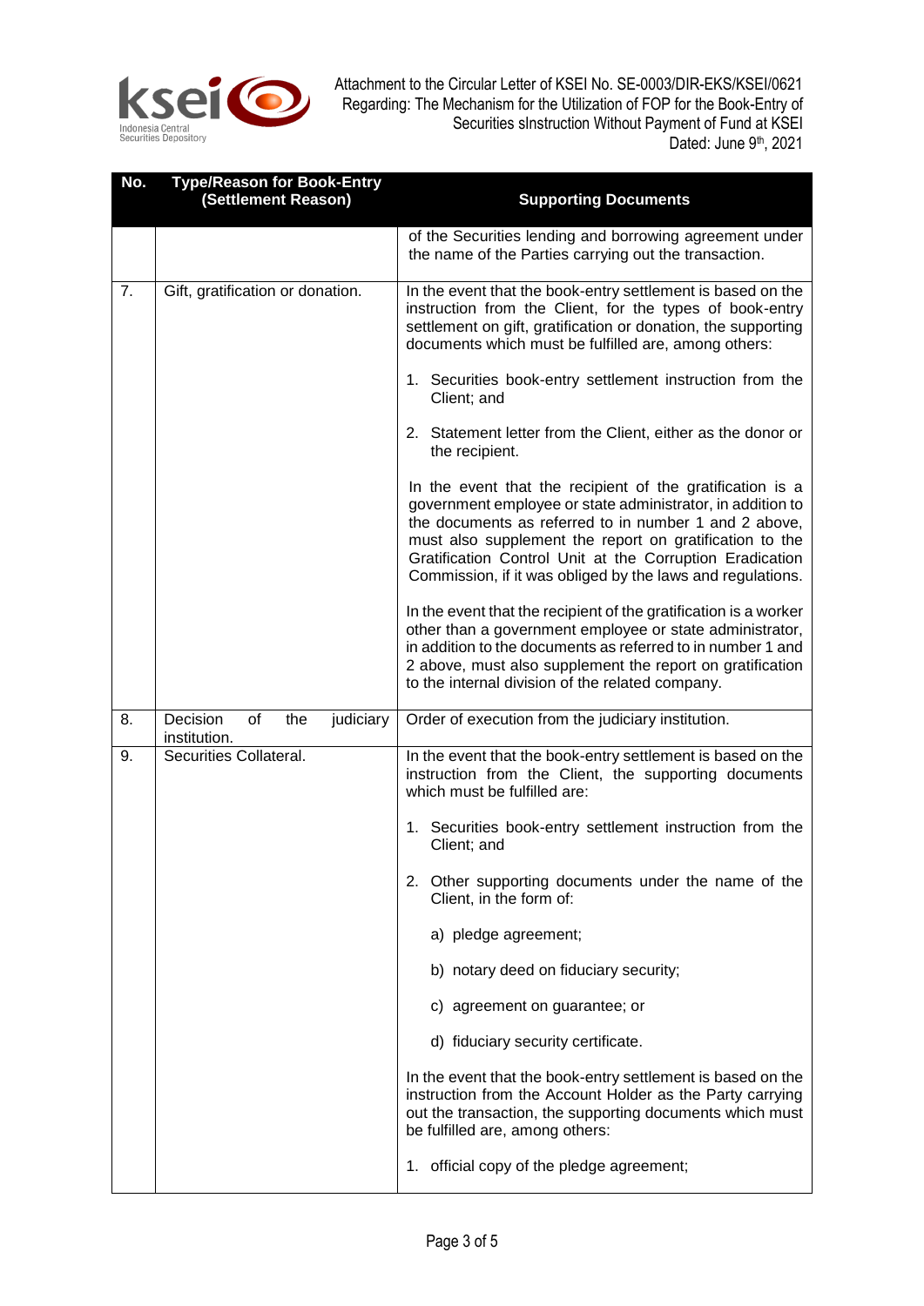| No. | Type/Reason for Book-Entry (Settlement Reason) | Supporting Documents |
|---|---|---|
| | | of the Securities lending and borrowing agreement under the name of the Parties carrying out the transaction. |
| 7. | Gift, gratification or donation. | In the event that the book-entry settlement is based on the instruction from the Client, for the types of book-entry settlement on gift, gratification or donation, the supporting documents which must be fulfilled are, among others:<br><br>1. Securities book-entry settlement instruction from the Client; and<br><br>2. Statement letter from the Client, either as the donor or the recipient.<br><br>In the event that the recipient of the gratification is a government employee or state administrator, in addition to the documents as referred to in number 1 and 2 above, must also supplement the report on gratification to the Gratification Control Unit at the Corruption Eradication Commission, if it was obliged by the laws and regulations.<br><br>In the event that the recipient of the gratification is a worker other than a government employee or state administrator, in addition to the documents as referred to in number 1 and 2 above, must also supplement the report on gratification to the internal division of the related company. |
| 8. | Decision of the judiciary institution. | Order of execution from the judiciary institution. |
| 9. | Securities Collateral. | In the event that the book-entry settlement is based on the instruction from the Client, the supporting documents which must be fulfilled are:<br><br>1. Securities book-entry settlement instruction from the Client; and<br><br>2. Other supporting documents under the name of the Client, in the form of:<br><br>a) pledge agreement;<br><br>b) notary deed on fiduciary security;<br><br>c) agreement on guarantee; or<br><br>d) fiduciary security certificate.<br><br>In the event that the book-entry settlement is based on the instruction from the Account Holder as the Party carrying out the transaction, the supporting documents which must be fulfilled are, among others:<br><br>1. official copy of the pledge agreement; |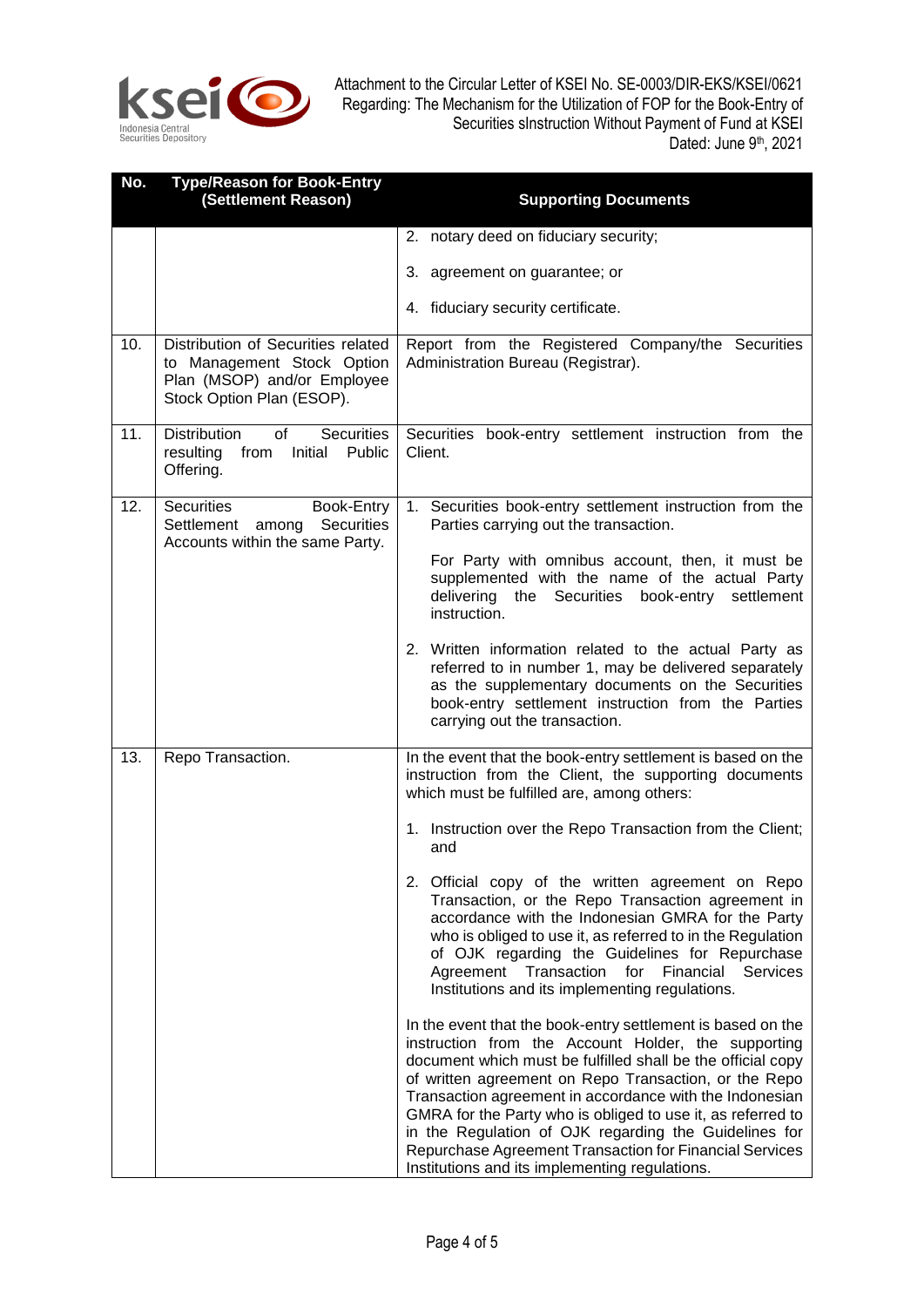| No. | Type/Reason for Book-Entry (Settlement Reason) | Supporting Documents |
|---|---|---|
| | | 2. notary deed on fiduciary security;<br><br>3. agreement on guarantee; or<br><br>4. fiduciary security certificate. |
| 10. | Distribution of Securities related to Management Stock Option Plan (MSOP) and/or Employee Stock Option Plan (ESOP). | Report from the Registered Company/the Securities Administration Bureau (Registrar). |
| 11. | Distribution of Securities resulting from Initial Public Offering. | Securities book-entry settlement instruction from the Client. |
| 12. | Securities Book-Entry Settlement among Securities Accounts within the same Party. | 1. Securities book-entry settlement instruction from the Parties carrying out the transaction.<br><br>For Party with omnibus account, then, it must be supplemented with the name of the actual Party delivering the Securities book-entry settlement instruction.<br><br>2. Written information related to the actual Party as referred to in number 1, may be delivered separately as the supplementary documents on the Securities book-entry settlement instruction from the Parties carrying out the transaction. |
| 13. | Repo Transaction. | In the event that the book-entry settlement is based on the instruction from the Client, the supporting documents which must be fulfilled are, among others:<br><br>1. Instruction over the Repo Transaction from the Client; and<br><br>2. Official copy of the written agreement on Repo Transaction, or the Repo Transaction agreement in accordance with the Indonesian GMRA for the Party who is obliged to use it, as referred to in the Regulation of OJK regarding the Guidelines for Repurchase Agreement Transaction for Financial Services Institutions and its implementing regulations.<br><br>In the event that the book-entry settlement is based on the instruction from the Account Holder, the supporting document which must be fulfilled shall be the official copy of written agreement on Repo Transaction, or the Repo Transaction agreement in accordance with the Indonesian GMRA for the Party who is obliged to use it, as referred to in the Regulation of OJK regarding the Guidelines for Repurchase Agreement Transaction for Financial Services Institutions and its implementing regulations. |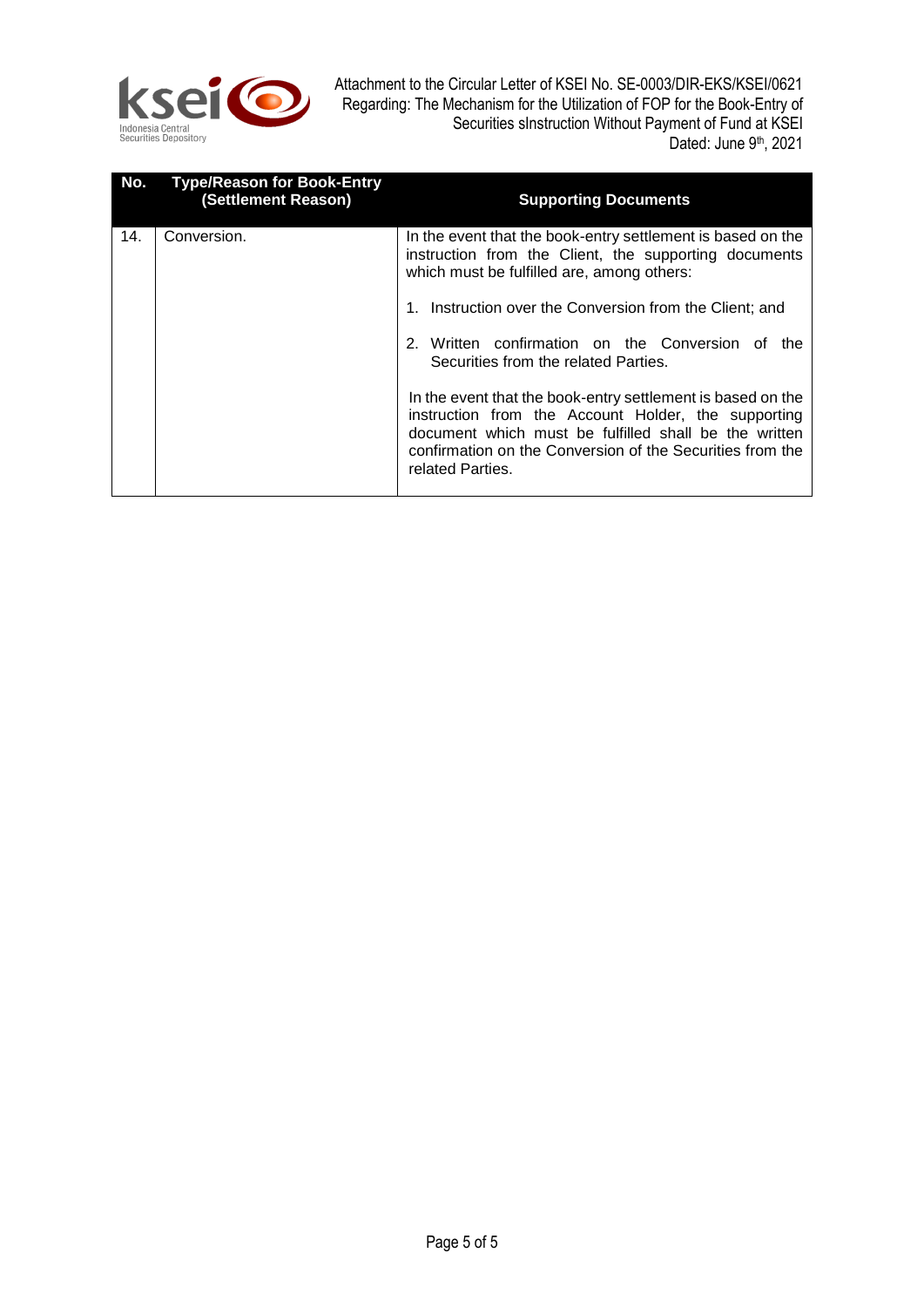| No. | Type/Reason for Book-Entry (Settlement Reason) | Supporting Documents |
|---|---|---|
| 14. | Conversion. | In the event that the book-entry settlement is based on the instruction from the Client, the supporting documents which must be fulfilled are, among others:<br><br>1. Instruction over the Conversion from the Client; and<br><br>2. Written confirmation on the Conversion of the Securities from the related Parties.<br><br>In the event that the book-entry settlement is based on the instruction from the Account Holder, the supporting document which must be fulfilled shall be the written confirmation on the Conversion of the Securities from the related Parties. |